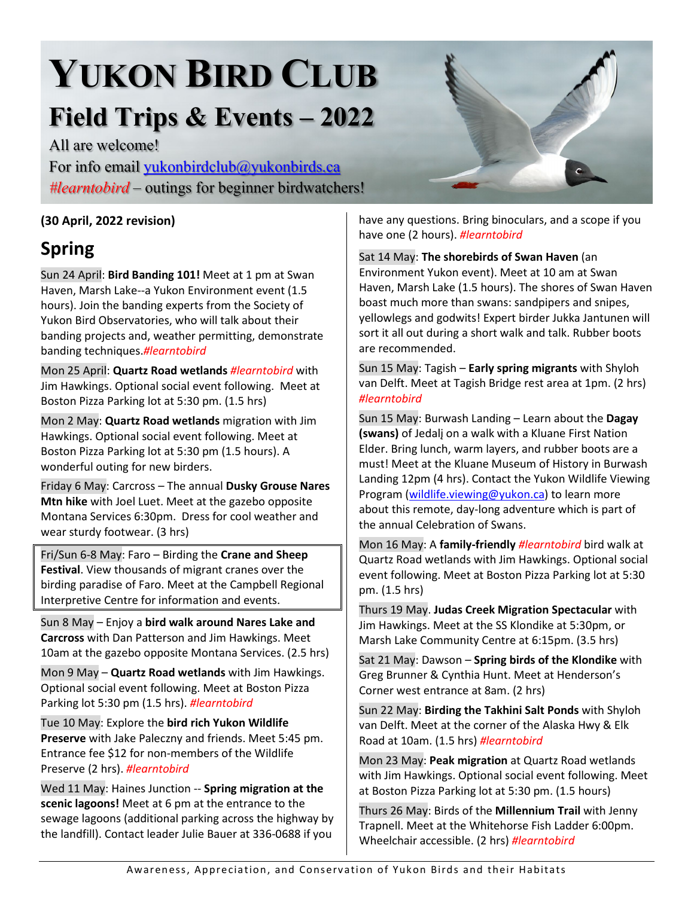# YUKON BIRD CLUB

## Field Trips & Events – 2022

All are welcome!

For info email yukonbirdclub@yukonbirds.ca

*#learntobird* – outings for beginner birdwatchers!

**(30 April, 2022 revision)**

## Spring

Sun 24 April: **Bird Banding 101!** Meet at 1 pm at Swan Haven, Marsh Lake--a Yukon Environment event (1.5 hours). Join the banding experts from the Society of Yukon Bird Observatories, who will talk about their banding projects and, weather permitting, demonstrate banding techniques.*#learntobird*

Mon 25 April: **Quartz Road wetlands** *#learntobird* with Jim Hawkings. Optional social event following. Meet at Boston Pizza Parking lot at 5:30 pm. (1.5 hrs)

Mon 2 May: **Quartz Road wetlands** migration with Jim Hawkings. Optional social event following. Meet at Boston Pizza Parking lot at 5:30 pm (1.5 hours). A wonderful outing for new birders.

Friday 6 May: Carcross – The annual **Dusky Grouse Nares Mtn hike** with Joel Luet. Meet at the gazebo opposite Montana Services 6:30pm. Dress for cool weather and wear sturdy footwear. (3 hrs)

Fri/Sun 6-8 May: Faro – Birding the **Crane and Sheep Festival**. View thousands of migrant cranes over the birding paradise of Faro. Meet at the Campbell Regional Interpretive Centre for information and events.

Sun 8 May – Enjoy a **bird walk around Nares Lake and Carcross** with Dan Patterson and Jim Hawkings. Meet 10am at the gazebo opposite Montana Services. (2.5 hrs)

Mon 9 May – **Quartz Road wetlands** with Jim Hawkings. Optional social event following. Meet at Boston Pizza Parking lot 5:30 pm (1.5 hrs). *#learntobird*

Tue 10 May: Explore the **bird rich Yukon Wildlife Preserve** with Jake Paleczny and friends. Meet 5:45 pm. Entrance fee $12 for non-members of the Wildlife Preserve (2 hrs). *#learntobird*

Wed 11 May: Haines Junction -- **Spring migration at the scenic lagoons!** Meet at 6 pm at the entrance to the sewage lagoons (additional parking across the highway by the landfill). Contact leader Julie Bauer at 336-0688 if you have any questions. Bring binoculars, and a scope if you have one (2 hours). *#learntobird*

Sat 14 May: **The shorebirds of Swan Haven** (an Environment Yukon event). Meet at 10 am at Swan Haven, Marsh Lake (1.5 hours). The shores of Swan Haven boast much more than swans: sandpipers and snipes, yellowlegs and godwits! Expert birder Jukka Jantunen will sort it all out during a short walk and talk. Rubber boots are recommended.

Sun 15 May: Tagish – **Early spring migrants** with Shyloh van Delft. Meet at Tagish Bridge rest area at 1pm. (2 hrs) *#learntobird*

Sun 15 May: Burwash Landing – Learn about the **Dagay (swans)** of Jedalį on a walk with a Kluane First Nation Elder. Bring lunch, warm layers, and rubber boots are a must! Meet at the Kluane Museum of History in Burwash Landing 12pm (4 hrs). Contact the Yukon Wildlife Viewing Program (wildlife.viewing@yukon.ca) to learn more about this remote, day-long adventure which is part of the annual Celebration of Swans.

Mon 16 May: A **family-friendly** *#learntobird* bird walk at Quartz Road wetlands with Jim Hawkings. Optional social event following. Meet at Boston Pizza Parking lot at 5:30 pm. (1.5 hrs)

Thurs 19 May. **Judas Creek Migration Spectacular** with Jim Hawkings. Meet at the SS Klondike at 5:30pm, or Marsh Lake Community Centre at 6:15pm. (3.5 hrs)

Sat 21 May: Dawson – **Spring birds of the Klondike** with Greg Brunner & Cynthia Hunt. Meet at Henderson's Corner west entrance at 8am. (2 hrs)

Sun 22 May: **Birding the Takhini Salt Ponds** with Shyloh van Delft. Meet at the corner of the Alaska Hwy & Elk Road at 10am. (1.5 hrs) *#learntobird*

Mon 23 May: **Peak migration** at Quartz Road wetlands with Jim Hawkings. Optional social event following. Meet at Boston Pizza Parking lot at 5:30 pm. (1.5 hours)

Thurs 26 May: Birds of the **Millennium Trail** with Jenny Trapnell. Meet at the Whitehorse Fish Ladder 6:00pm. Wheelchair accessible. (2 hrs) *#learntobird*

Awareness, Appreciation, and Conservation of Yukon Birds and their Habitats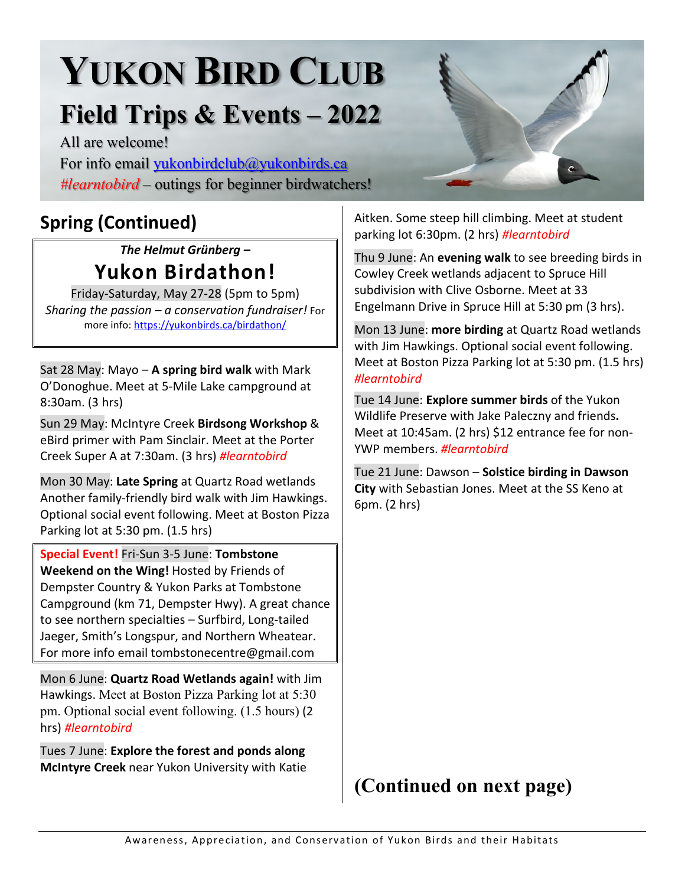# YUKON BIRD CLUB

## Field Trips & Events – 2022

All are welcome!

For info email yukonbirdclub@yukonbirds.ca

*#learntobird* – outings for beginner birdwatchers!

## Spring (Continued)

*The Helmut Grünberg –*

**Yukon Birdathon!**

Friday-Saturday, May 27-28 (5pm to 5pm)

*Sharing the passion – a conservation fundraiser!* For more info: https://yukonbirds.ca/birdathon/

Sat 28 May: Mayo – **A spring bird walk** with Mark O'Donoghue. Meet at 5-Mile Lake campground at 8:30am. (3 hrs)

Sun 29 May: McIntyre Creek **Birdsong Workshop** & eBird primer with Pam Sinclair. Meet at the Porter Creek Super A at 7:30am. (3 hrs) *#learntobird*

Mon 30 May: **Late Spring** at Quartz Road wetlands Another family-friendly bird walk with Jim Hawkings. Optional social event following. Meet at Boston Pizza Parking lot at 5:30 pm. (1.5 hrs)

**Special Event!** Fri-Sun 3-5 June: **Tombstone Weekend on the Wing!** Hosted by Friends of Dempster Country & Yukon Parks at Tombstone Campground (km 71, Dempster Hwy). A great chance to see northern specialties – Surfbird, Long-tailed Jaeger, Smith's Longspur, and Northern Wheatear. For more info email tombstonecentre@gmail.com

Mon 6 June: **Quartz Road Wetlands again!** with Jim Hawkings. Meet at Boston Pizza Parking lot at 5:30 pm. Optional social event following. (1.5 hours) (2 hrs) *#learntobird*

Tues 7 June: **Explore the forest and ponds along McIntyre Creek** near Yukon University with Katie Aitken. Some steep hill climbing. Meet at student parking lot 6:30pm. (2 hrs) *#learntobird*

Thu 9 June: An **evening walk** to see breeding birds in Cowley Creek wetlands adjacent to Spruce Hill subdivision with Clive Osborne. Meet at 33 Engelmann Drive in Spruce Hill at 5:30 pm (3 hrs).

Mon 13 June: **more birding** at Quartz Road wetlands with Jim Hawkings. Optional social event following. Meet at Boston Pizza Parking lot at 5:30 pm. (1.5 hrs) *#learntobird*

Tue 14 June: **Explore summer birds** of the Yukon Wildlife Preserve with Jake Paleczny and friends**.** Meet at 10:45am. (2 hrs) $12 entrance fee for non-YWP members. *#learntobird*

Tue 21 June: Dawson – **Solstice birding in Dawson City** with Sebastian Jones. Meet at the SS Keno at 6pm. (2 hrs)

**(Continued on next page)**

Awareness, Appreciation, and Conservation of Yukon Birds and their Habitats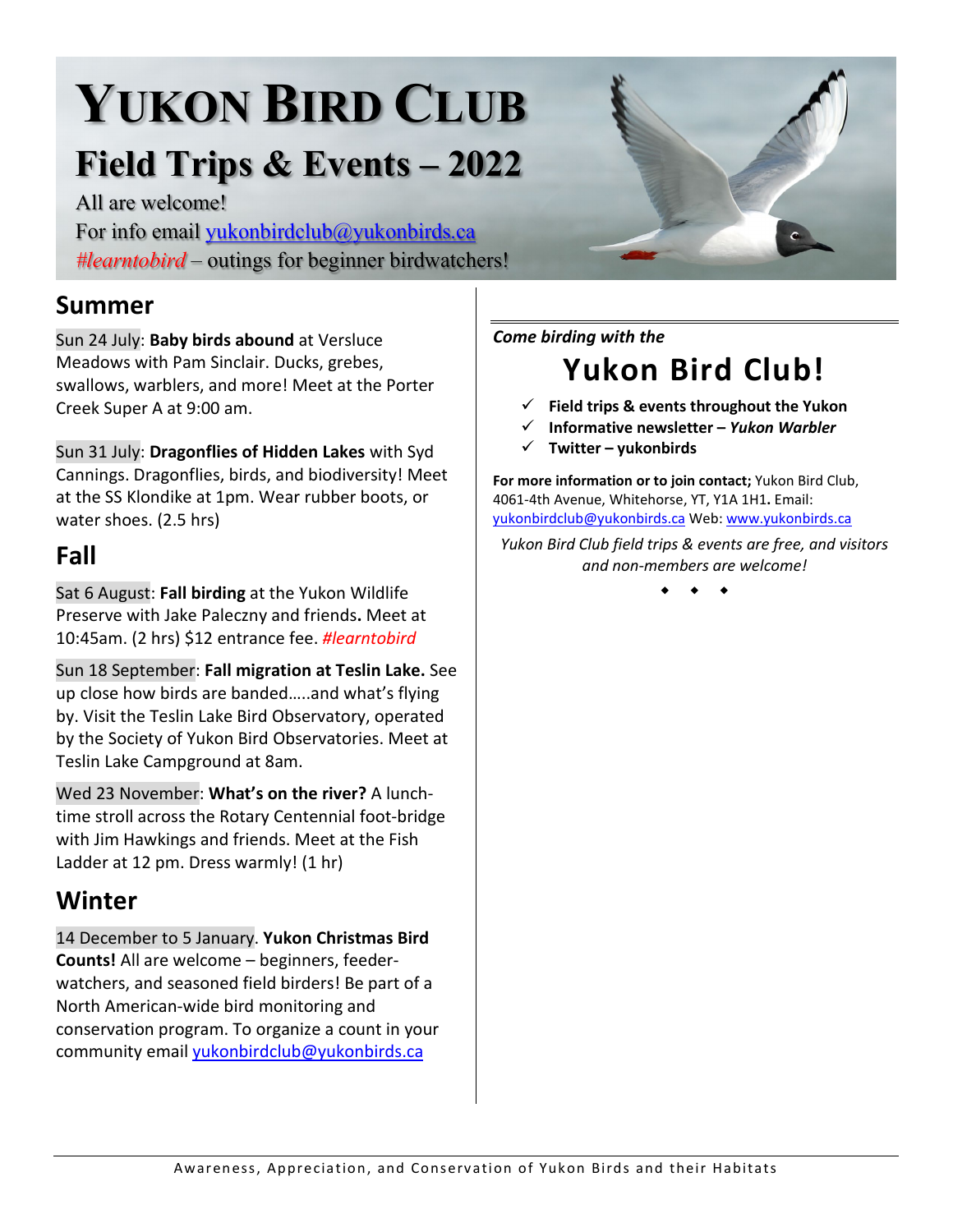# YUKON BIRD CLUB

## Field Trips & Events – 2022

All are welcome!

For info email yukonbirdclub@yukonbirds.ca

*#learntobird* – outings for beginner birdwatchers!

## Summer

Sun 24 July: **Baby birds abound** at Versluce Meadows with Pam Sinclair. Ducks, grebes, swallows, warblers, and more! Meet at the Porter Creek Super A at 9:00 am.

Sun 31 July: **Dragonflies of Hidden Lakes** with Syd Cannings. Dragonflies, birds, and biodiversity! Meet at the SS Klondike at 1pm. Wear rubber boots, or water shoes. (2.5 hrs)

## Fall

Sat 6 August: **Fall birding** at the Yukon Wildlife Preserve with Jake Paleczny and friends**.** Meet at 10:45am. (2 hrs) $12 entrance fee. *#learntobird*

Sun 18 September: **Fall migration at Teslin Lake.** See up close how birds are banded…..and what's flying by. Visit the Teslin Lake Bird Observatory, operated by the Society of Yukon Bird Observatories. Meet at Teslin Lake Campground at 8am.

Wed 23 November: **What's on the river?** A lunch-time stroll across the Rotary Centennial foot-bridge with Jim Hawkings and friends. Meet at the Fish Ladder at 12 pm. Dress warmly! (1 hr)

## Winter

14 December to 5 January. **Yukon Christmas Bird Counts!** All are welcome – beginners, feeder-watchers, and seasoned field birders! Be part of a North American-wide bird monitoring and conservation program. To organize a count in your community email yukonbirdclub@yukonbirds.ca

---

*Come birding with the*

## Yukon Bird Club!

- ✓ **Field trips & events throughout the Yukon**
- ✓ **Informative newsletter – *Yukon Warbler***
- ✓ **Twitter – yukonbirds**

**For more information or to join contact;** Yukon Bird Club, 4061-4th Avenue, Whitehorse, YT, Y1A 1H1**.** Email: yukonbirdclub@yukonbirds.ca Web: www.yukonbirds.ca

*Yukon Bird Club field trips & events are free, and visitors and non-members are welcome!*

◆ ◆ ◆

Awareness, Appreciation, and Conservation of Yukon Birds and their Habitats